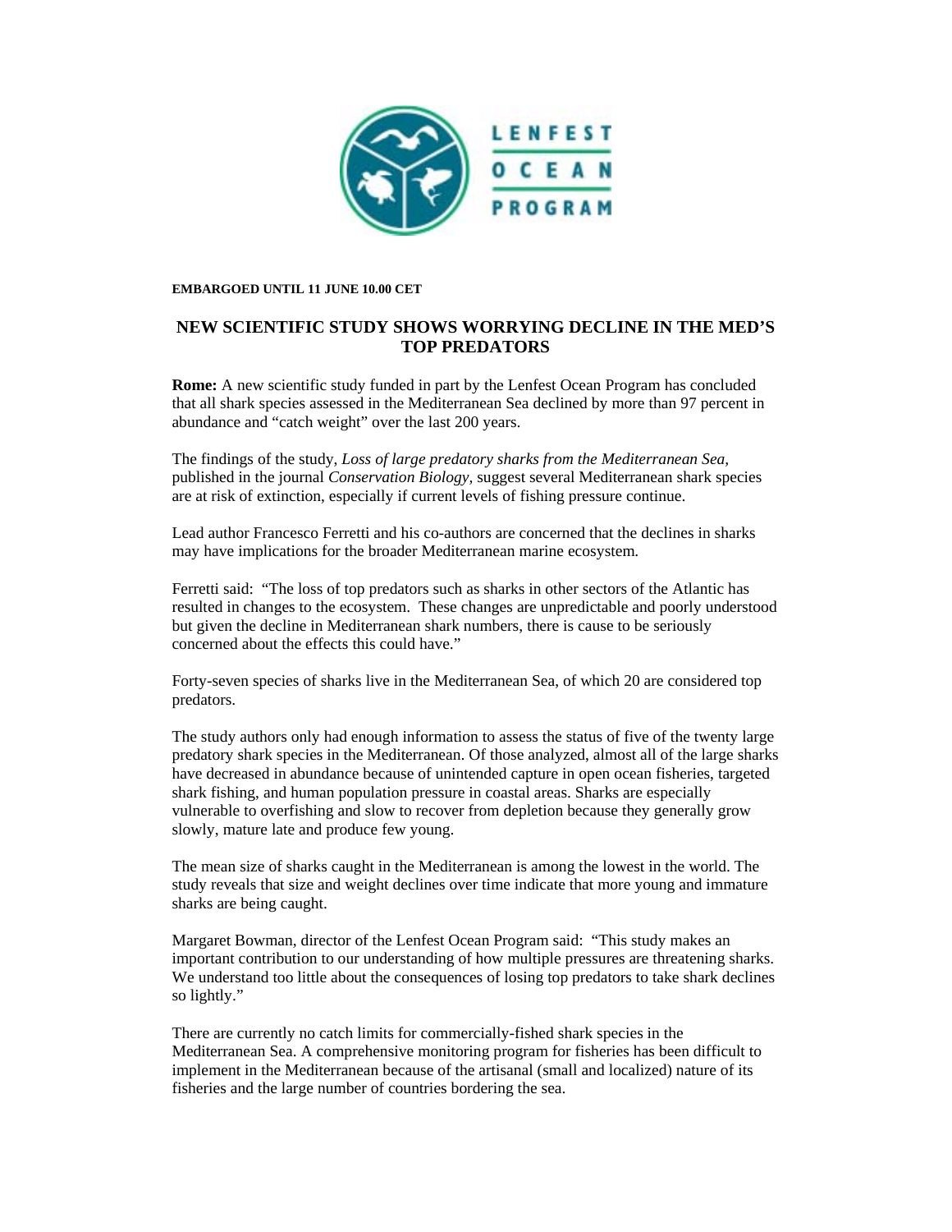LENFEST OCEAN PROGRAM

**EMBARGOED UNTIL 11 JUNE 10.00 CET**

# NEW SCIENTIFIC STUDY SHOWS WORRYING DECLINE IN THE MED'S TOP PREDATORS

**Rome:** A new scientific study funded in part by the Lenfest Ocean Program has concluded that all shark species assessed in the Mediterranean Sea declined by more than 97 percent in abundance and "catch weight" over the last 200 years.

The findings of the study, *Loss of large predatory sharks from the Mediterranean Sea*, published in the journal *Conservation Biology,* suggest several Mediterranean shark species are at risk of extinction, especially if current levels of fishing pressure continue.

Lead author Francesco Ferretti and his co-authors are concerned that the declines in sharks may have implications for the broader Mediterranean marine ecosystem.

Ferretti said: "The loss of top predators such as sharks in other sectors of the Atlantic has resulted in changes to the ecosystem. These changes are unpredictable and poorly understood but given the decline in Mediterranean shark numbers, there is cause to be seriously concerned about the effects this could have."

Forty-seven species of sharks live in the Mediterranean Sea, of which 20 are considered top predators.

The study authors only had enough information to assess the status of five of the twenty large predatory shark species in the Mediterranean. Of those analyzed, almost all of the large sharks have decreased in abundance because of unintended capture in open ocean fisheries, targeted shark fishing, and human population pressure in coastal areas. Sharks are especially vulnerable to overfishing and slow to recover from depletion because they generally grow slowly, mature late and produce few young.

The mean size of sharks caught in the Mediterranean is among the lowest in the world. The study reveals that size and weight declines over time indicate that more young and immature sharks are being caught.

Margaret Bowman, director of the Lenfest Ocean Program said: "This study makes an important contribution to our understanding of how multiple pressures are threatening sharks. We understand too little about the consequences of losing top predators to take shark declines so lightly."

There are currently no catch limits for commercially-fished shark species in the Mediterranean Sea. A comprehensive monitoring program for fisheries has been difficult to implement in the Mediterranean because of the artisanal (small and localized) nature of its fisheries and the large number of countries bordering the sea.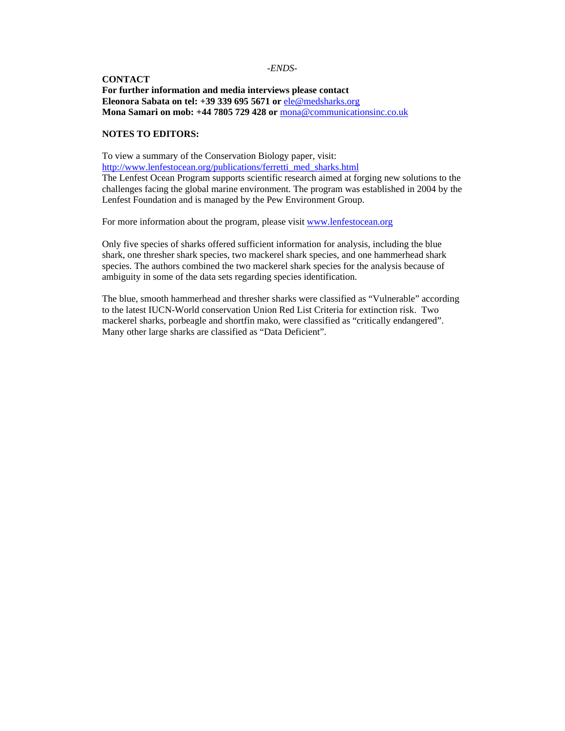*-ENDS-*

**CONTACT**
**For further information and media interviews please contact**
**Eleonora Sabata on tel: +39 339 695 5671 or** ele@medsharks.org
**Mona Samari on mob: +44 7805 729 428 or** mona@communicationsinc.co.uk

**NOTES TO EDITORS:**

To view a summary of the Conservation Biology paper, visit:
http://www.lenfestocean.org/publications/ferretti_med_sharks.html
The Lenfest Ocean Program supports scientific research aimed at forging new solutions to the challenges facing the global marine environment. The program was established in 2004 by the Lenfest Foundation and is managed by the Pew Environment Group.

For more information about the program, please visit www.lenfestocean.org

Only five species of sharks offered sufficient information for analysis, including the blue shark, one thresher shark species, two mackerel shark species, and one hammerhead shark species. The authors combined the two mackerel shark species for the analysis because of ambiguity in some of the data sets regarding species identification.

The blue, smooth hammerhead and thresher sharks were classified as "Vulnerable" according to the latest IUCN-World conservation Union Red List Criteria for extinction risk. Two mackerel sharks, porbeagle and shortfin mako, were classified as "critically endangered". Many other large sharks are classified as "Data Deficient".